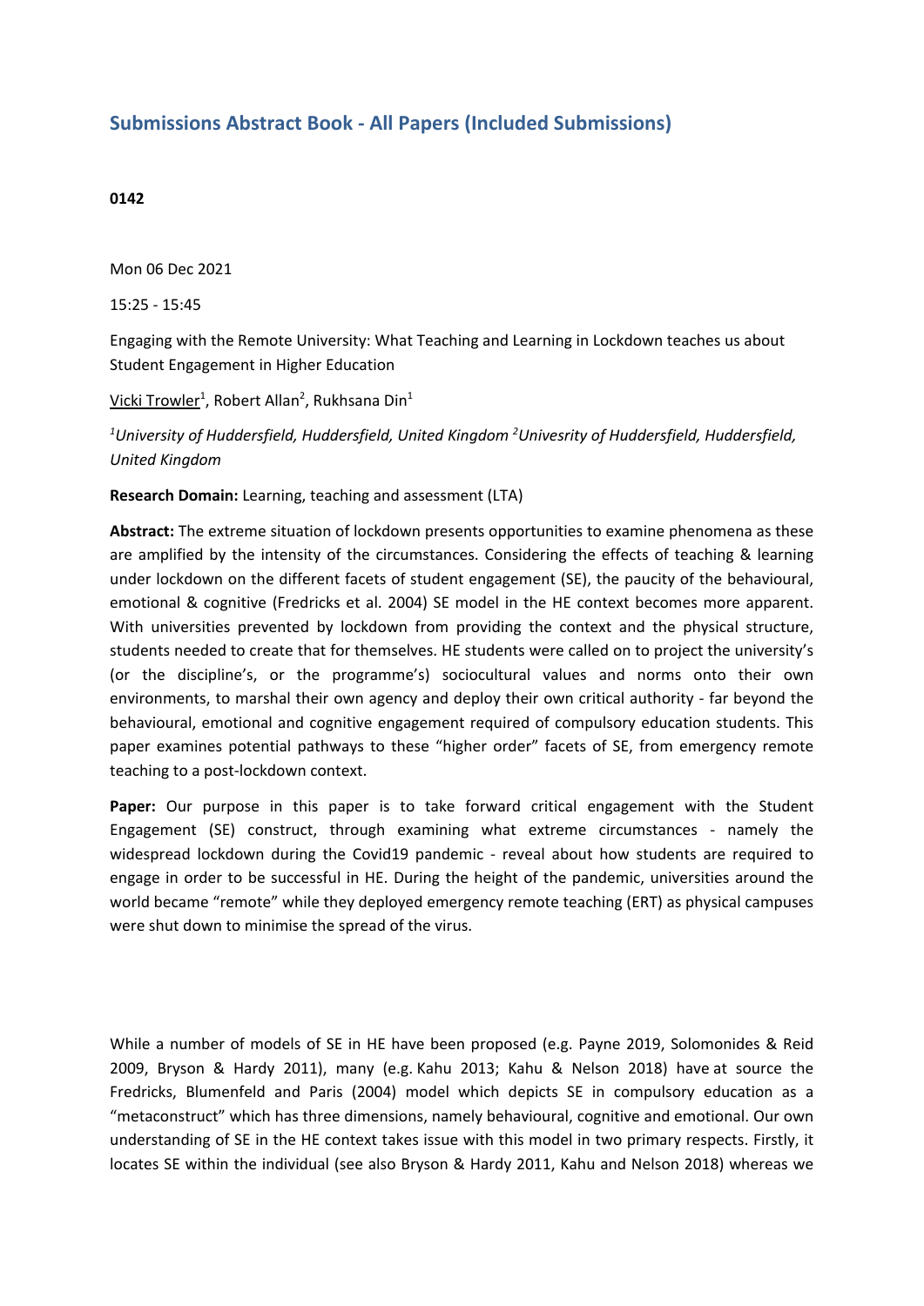## Submissions Abstract Book - All Papers (Included Submissions)

**0142**

Mon 06 Dec 2021

15:25 - 15:45

Engaging with the Remote University: What Teaching and Learning in Lockdown teaches us about Student Engagement in Higher Education

Vicki Trowler[1], Robert Allan[2], Rukhsana Din[1]

[1]*University of Huddersfield, Huddersfield, United Kingdom* [2]*Univesrity of Huddersfield, Huddersfield, United Kingdom*

**Research Domain:** Learning, teaching and assessment (LTA)

**Abstract:** The extreme situation of lockdown presents opportunities to examine phenomena as these are amplified by the intensity of the circumstances. Considering the effects of teaching & learning under lockdown on the different facets of student engagement (SE), the paucity of the behavioural, emotional & cognitive (Fredricks et al. 2004) SE model in the HE context becomes more apparent. With universities prevented by lockdown from providing the context and the physical structure, students needed to create that for themselves. HE students were called on to project the university's (or the discipline's, or the programme's) sociocultural values and norms onto their own environments, to marshal their own agency and deploy their own critical authority - far beyond the behavioural, emotional and cognitive engagement required of compulsory education students. This paper examines potential pathways to these "higher order" facets of SE, from emergency remote teaching to a post-lockdown context.

**Paper:** Our purpose in this paper is to take forward critical engagement with the Student Engagement (SE) construct, through examining what extreme circumstances - namely the widespread lockdown during the Covid19 pandemic - reveal about how students are required to engage in order to be successful in HE. During the height of the pandemic, universities around the world became "remote" while they deployed emergency remote teaching (ERT) as physical campuses were shut down to minimise the spread of the virus.

While a number of models of SE in HE have been proposed (e.g. Payne 2019, Solomonides & Reid 2009, Bryson & Hardy 2011), many (e.g. Kahu 2013; Kahu & Nelson 2018) have at source the Fredricks, Blumenfeld and Paris (2004) model which depicts SE in compulsory education as a "metaconstruct" which has three dimensions, namely behavioural, cognitive and emotional. Our own understanding of SE in the HE context takes issue with this model in two primary respects. Firstly, it locates SE within the individual (see also Bryson & Hardy 2011, Kahu and Nelson 2018) whereas we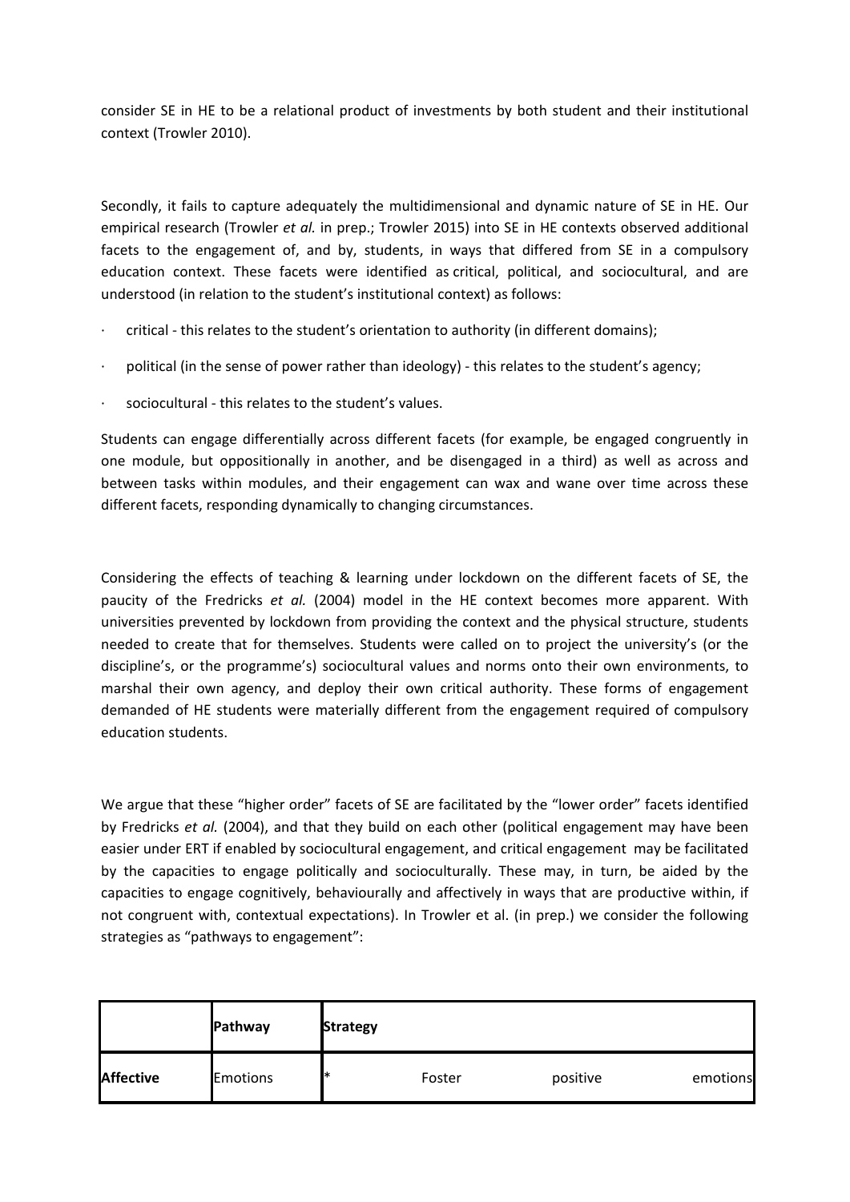consider SE in HE to be a relational product of investments by both student and their institutional context (Trowler 2010).

Secondly, it fails to capture adequately the multidimensional and dynamic nature of SE in HE. Our empirical research (Trowler *et al.* in prep.; Trowler 2015) into SE in HE contexts observed additional facets to the engagement of, and by, students, in ways that differed from SE in a compulsory education context. These facets were identified as critical, political, and sociocultural, and are understood (in relation to the student's institutional context) as follows:

- critical - this relates to the student's orientation to authority (in different domains);
- political (in the sense of power rather than ideology) - this relates to the student's agency;
- sociocultural - this relates to the student's values.

Students can engage differentially across different facets (for example, be engaged congruently in one module, but oppositionally in another, and be disengaged in a third) as well as across and between tasks within modules, and their engagement can wax and wane over time across these different facets, responding dynamically to changing circumstances.

Considering the effects of teaching & learning under lockdown on the different facets of SE, the paucity of the Fredricks *et al.* (2004) model in the HE context becomes more apparent. With universities prevented by lockdown from providing the context and the physical structure, students needed to create that for themselves. Students were called on to project the university's (or the discipline's, or the programme's) sociocultural values and norms onto their own environments, to marshal their own agency, and deploy their own critical authority. These forms of engagement demanded of HE students were materially different from the engagement required of compulsory education students.

We argue that these "higher order" facets of SE are facilitated by the "lower order" facets identified by Fredricks *et al.* (2004), and that they build on each other (political engagement may have been easier under ERT if enabled by sociocultural engagement, and critical engagement may be facilitated by the capacities to engage politically and socioculturally. These may, in turn, be aided by the capacities to engage cognitively, behaviourally and affectively in ways that are productive within, if not congruent with, contextual expectations). In Trowler et al. (in prep.) we consider the following strategies as "pathways to engagement":

| | **Pathway** | **Strategy** |
|---|---|---|
| **Affective** | Emotions | * Foster positive emotions |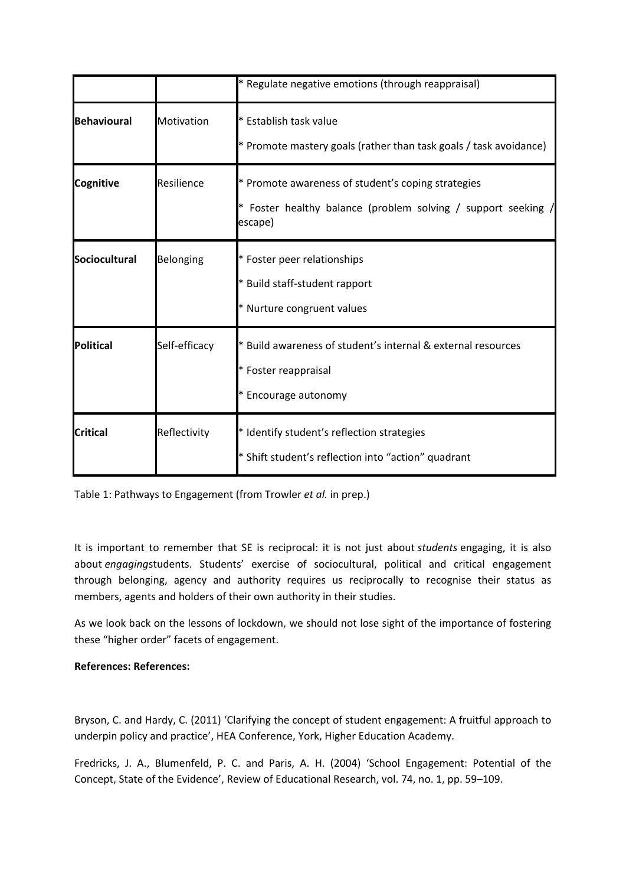| | | |
|---|---|---|
| | | * Regulate negative emotions (through reappraisal) |
| **Behavioural** | Motivation | * Establish task value<br>* Promote mastery goals (rather than task goals / task avoidance) |
| **Cognitive** | Resilience | * Promote awareness of student's coping strategies<br>* Foster healthy balance (problem solving / support seeking / escape) |
| **Sociocultural** | Belonging | * Foster peer relationships<br>* Build staff-student rapport<br>* Nurture congruent values |
| **Political** | Self-efficacy | * Build awareness of student's internal & external resources<br>* Foster reappraisal<br>* Encourage autonomy |
| **Critical** | Reflectivity | * Identify student's reflection strategies<br>* Shift student's reflection into "action" quadrant |

Table 1: Pathways to Engagement (from Trowler *et al.* in prep.)

It is important to remember that SE is reciprocal: it is not just about *students* engaging, it is also about *engaging*students. Students' exercise of sociocultural, political and critical engagement through belonging, agency and authority requires us reciprocally to recognise their status as members, agents and holders of their own authority in their studies.

As we look back on the lessons of lockdown, we should not lose sight of the importance of fostering these "higher order" facets of engagement.

**References: References:**

Bryson, C. and Hardy, C. (2011) 'Clarifying the concept of student engagement: A fruitful approach to underpin policy and practice', HEA Conference, York, Higher Education Academy.

Fredricks, J. A., Blumenfeld, P. C. and Paris, A. H. (2004) 'School Engagement: Potential of the Concept, State of the Evidence', Review of Educational Research, vol. 74, no. 1, pp. 59–109.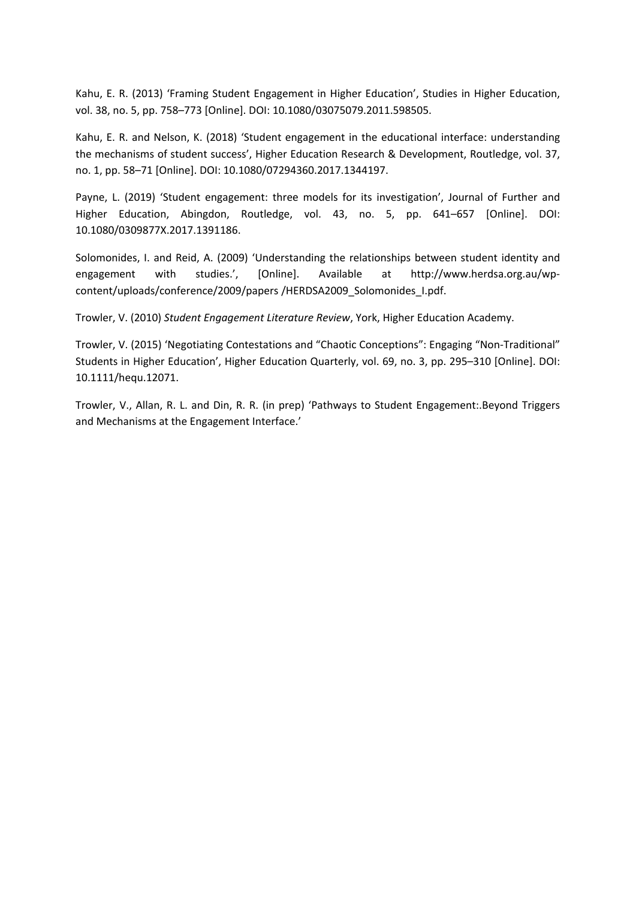Kahu, E. R. (2013) 'Framing Student Engagement in Higher Education', Studies in Higher Education, vol. 38, no. 5, pp. 758–773 [Online]. DOI: 10.1080/03075079.2011.598505.

Kahu, E. R. and Nelson, K. (2018) 'Student engagement in the educational interface: understanding the mechanisms of student success', Higher Education Research & Development, Routledge, vol. 37, no. 1, pp. 58–71 [Online]. DOI: 10.1080/07294360.2017.1344197.

Payne, L. (2019) 'Student engagement: three models for its investigation', Journal of Further and Higher Education, Abingdon, Routledge, vol. 43, no. 5, pp. 641–657 [Online]. DOI: 10.1080/0309877X.2017.1391186.

Solomonides, I. and Reid, A. (2009) 'Understanding the relationships between student identity and engagement with studies.', [Online]. Available at http://www.herdsa.org.au/wp-content/uploads/conference/2009/papers /HERDSA2009_Solomonides_I.pdf.

Trowler, V. (2010) *Student Engagement Literature Review*, York, Higher Education Academy.

Trowler, V. (2015) 'Negotiating Contestations and "Chaotic Conceptions": Engaging "Non-Traditional" Students in Higher Education', Higher Education Quarterly, vol. 69, no. 3, pp. 295–310 [Online]. DOI: 10.1111/hequ.12071.

Trowler, V., Allan, R. L. and Din, R. R. (in prep) 'Pathways to Student Engagement:.Beyond Triggers and Mechanisms at the Engagement Interface.'